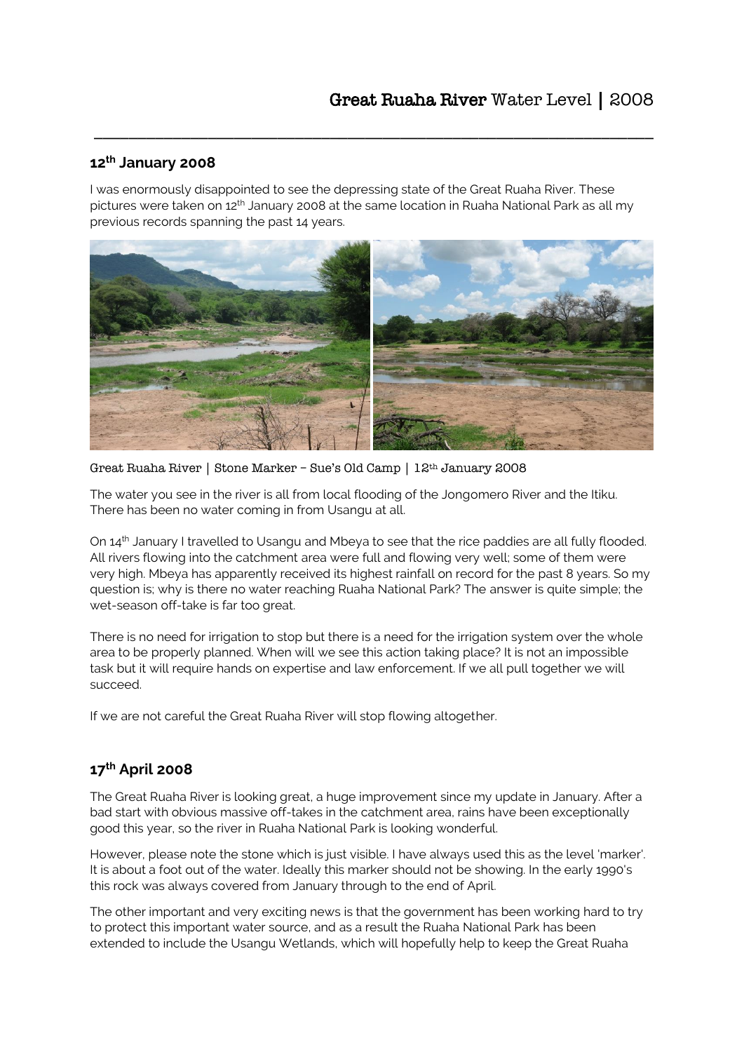# Great Ruaha River Water Level | 2008

## 12th January 2008

I was enormously disappointed to see the depressing state of the Great Ruaha River. These pictures were taken on 12th January 2008 at the same location in Ruaha National Park as all my previous records spanning the past 14 years.

Great Ruaha River | Stone Marker – Sue's Old Camp | 12th January 2008

The water you see in the river is all from local flooding of the Jongomero River and the Itiku. There has been no water coming in from Usangu at all.

On 14th January I travelled to Usangu and Mbeya to see that the rice paddies are all fully flooded. All rivers flowing into the catchment area were full and flowing very well; some of them were very high. Mbeya has apparently received its highest rainfall on record for the past 8 years. So my question is; why is there no water reaching Ruaha National Park? The answer is quite simple; the wet-season off-take is far too great.

There is no need for irrigation to stop but there is a need for the irrigation system over the whole area to be properly planned. When will we see this action taking place? It is not an impossible task but it will require hands on expertise and law enforcement. If we all pull together we will succeed.

If we are not careful the Great Ruaha River will stop flowing altogether.

## 17th April 2008

The Great Ruaha River is looking great, a huge improvement since my update in January. After a bad start with obvious massive off-takes in the catchment area, rains have been exceptionally good this year, so the river in Ruaha National Park is looking wonderful.

However, please note the stone which is just visible. I have always used this as the level 'marker'. It is about a foot out of the water. Ideally this marker should not be showing. In the early 1990's this rock was always covered from January through to the end of April.

The other important and very exciting news is that the government has been working hard to try to protect this important water source, and as a result the Ruaha National Park has been extended to include the Usangu Wetlands, which will hopefully help to keep the Great Ruaha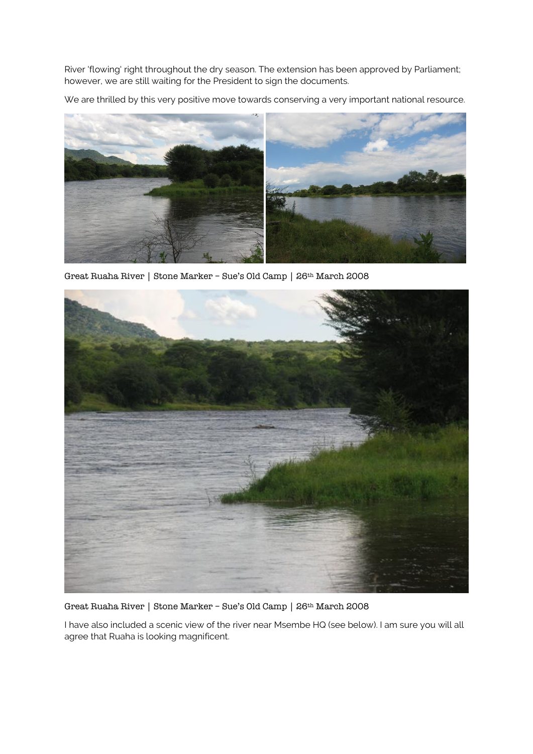River 'flowing' right throughout the dry season. The extension has been approved by Parliament; however, we are still waiting for the President to sign the documents.

We are thrilled by this very positive move towards conserving a very important national resource.

Great Ruaha River | Stone Marker – Sue's Old Camp | 26th March 2008

Great Ruaha River | Stone Marker – Sue's Old Camp | 26th March 2008

I have also included a scenic view of the river near Msembe HQ (see below). I am sure you will all agree that Ruaha is looking magnificent.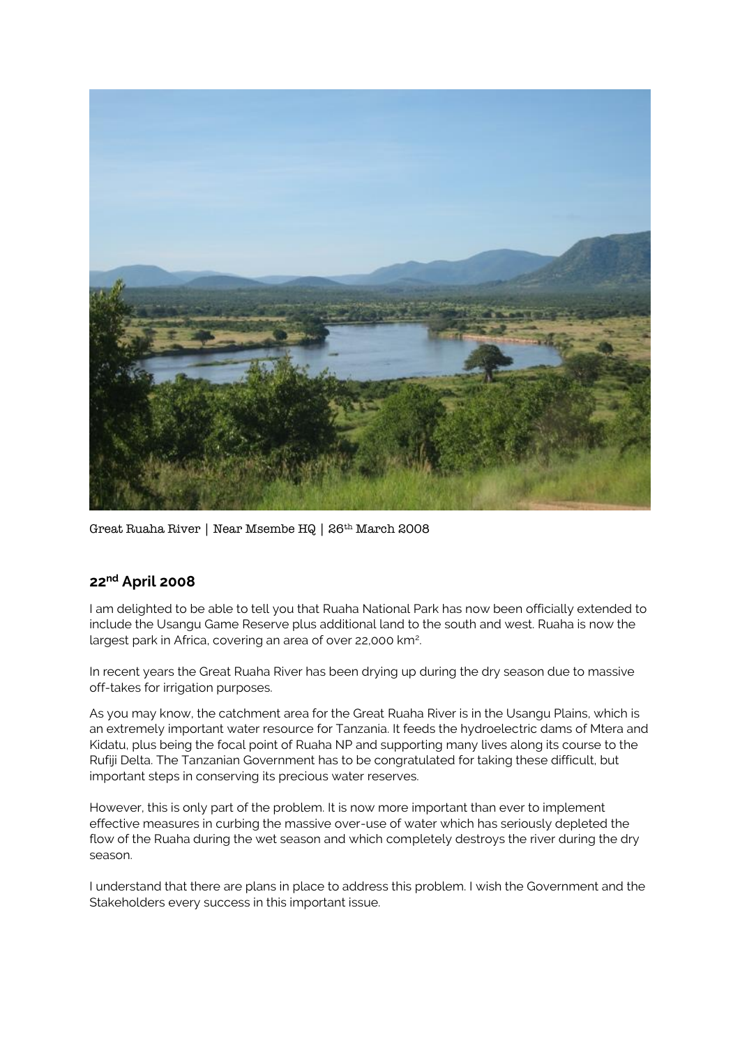Great Ruaha River | Near Msembe HQ | 26th March 2008

## 22nd April 2008

I am delighted to be able to tell you that Ruaha National Park has now been officially extended to include the Usangu Game Reserve plus additional land to the south and west. Ruaha is now the largest park in Africa, covering an area of over 22,000 km².

In recent years the Great Ruaha River has been drying up during the dry season due to massive off-takes for irrigation purposes.

As you may know, the catchment area for the Great Ruaha River is in the Usangu Plains, which is an extremely important water resource for Tanzania. It feeds the hydroelectric dams of Mtera and Kidatu, plus being the focal point of Ruaha NP and supporting many lives along its course to the Rufiji Delta. The Tanzanian Government has to be congratulated for taking these difficult, but important steps in conserving its precious water reserves.

However, this is only part of the problem. It is now more important than ever to implement effective measures in curbing the massive over-use of water which has seriously depleted the flow of the Ruaha during the wet season and which completely destroys the river during the dry season.

I understand that there are plans in place to address this problem. I wish the Government and the Stakeholders every success in this important issue.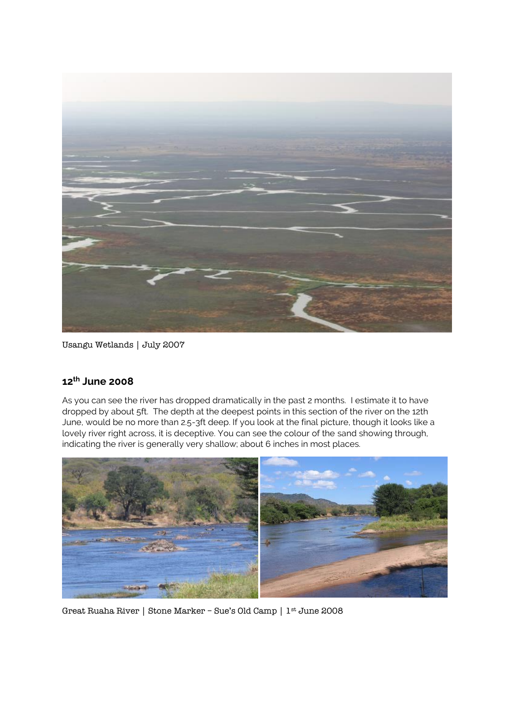Usangu Wetlands | July 2007

## 12th June 2008

As you can see the river has dropped dramatically in the past 2 months. I estimate it to have dropped by about 5ft. The depth at the deepest points in this section of the river on the 12th June, would be no more than 2.5-3ft deep. If you look at the final picture, though it looks like a lovely river right across, it is deceptive. You can see the colour of the sand showing through, indicating the river is generally very shallow; about 6 inches in most places.

Great Ruaha River | Stone Marker – Sue's Old Camp | 1st June 2008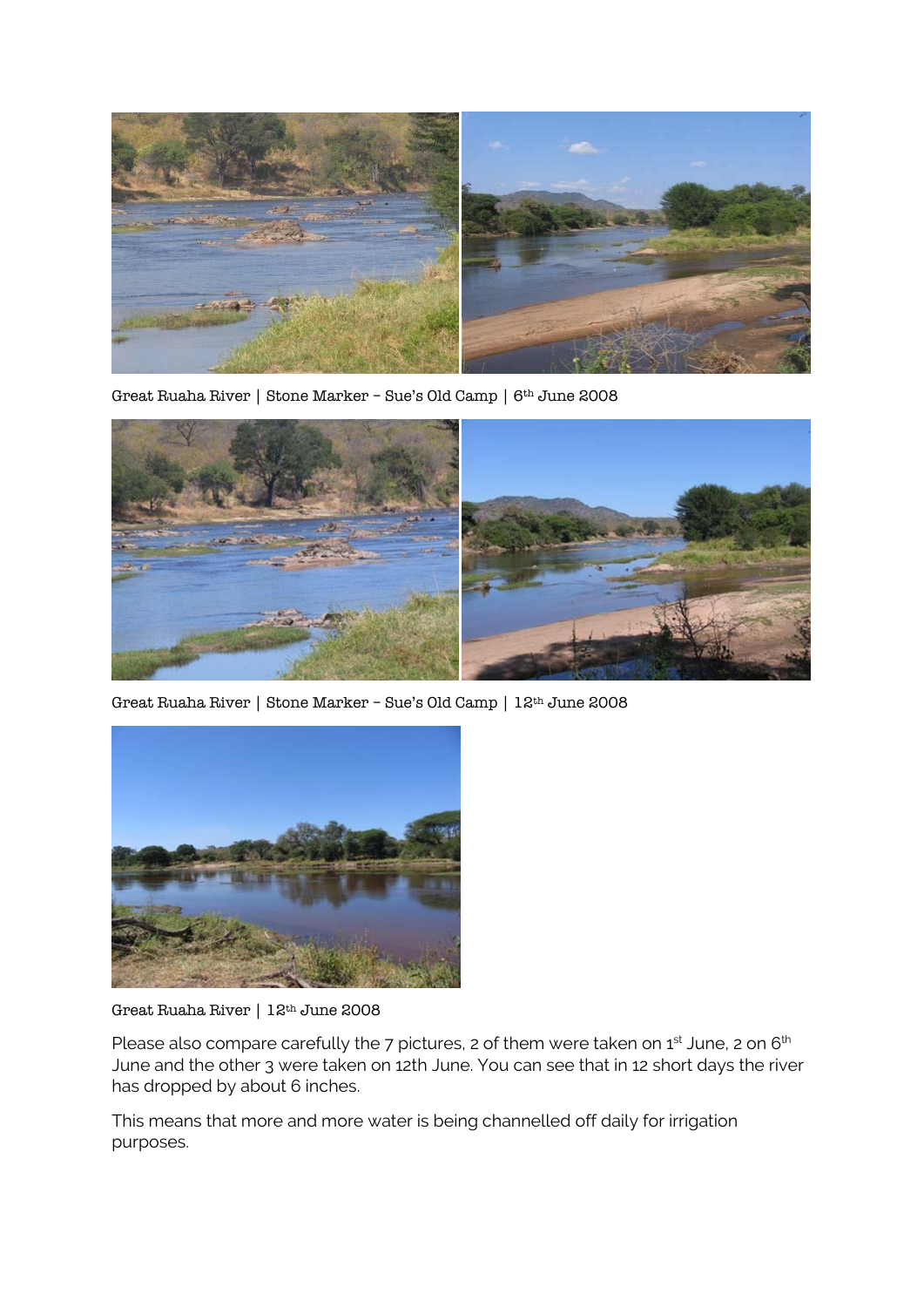Great Ruaha River | Stone Marker – Sue's Old Camp | 6th June 2008

Great Ruaha River | Stone Marker – Sue's Old Camp | 12th June 2008

Great Ruaha River | 12th June 2008

Please also compare carefully the 7 pictures, 2 of them were taken on 1st June, 2 on 6th June and the other 3 were taken on 12th June. You can see that in 12 short days the river has dropped by about 6 inches.

This means that more and more water is being channelled off daily for irrigation purposes.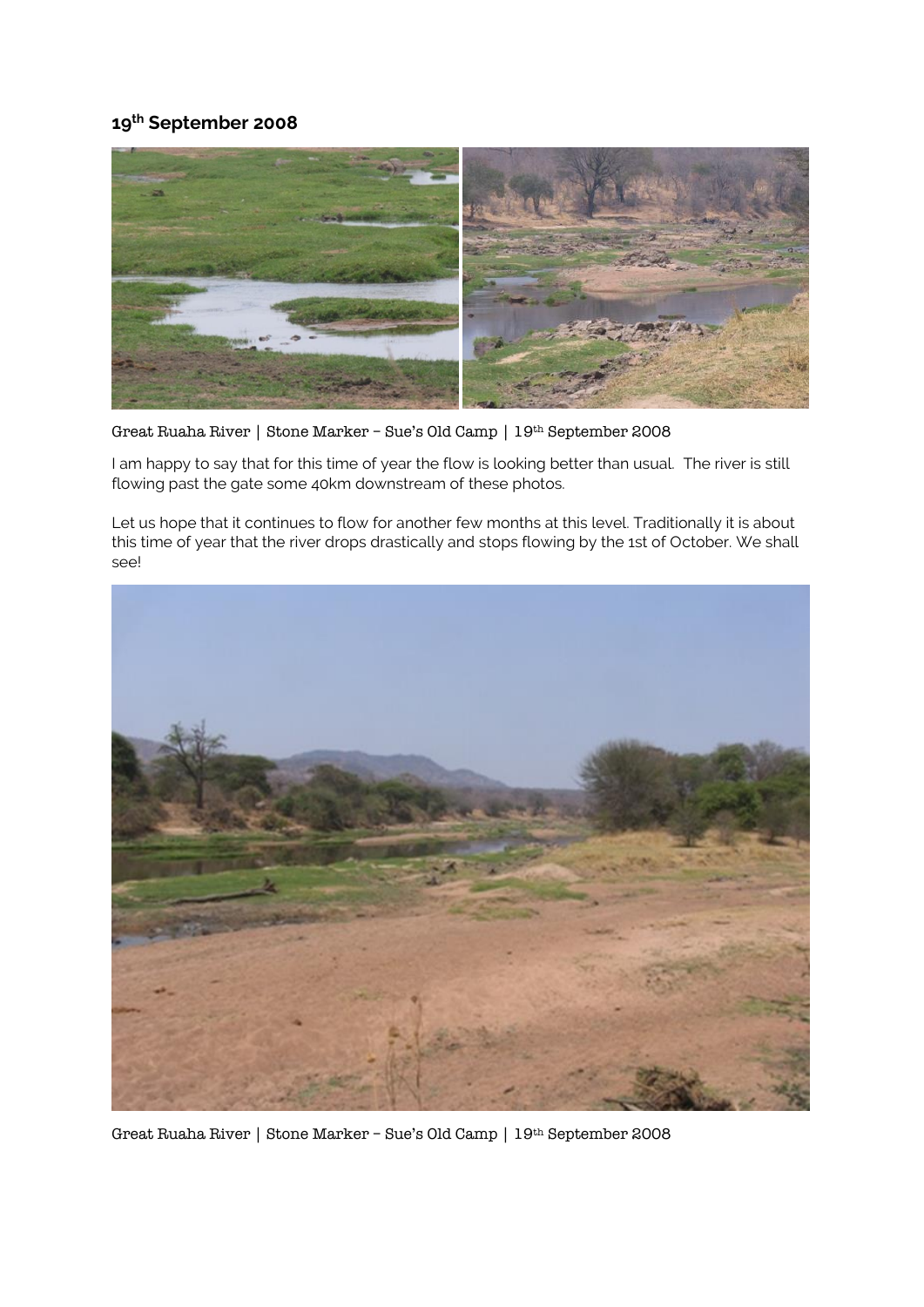## 19th September 2008

Great Ruaha River | Stone Marker – Sue's Old Camp | 19th September 2008

I am happy to say that for this time of year the flow is looking better than usual. The river is still flowing past the gate some 40km downstream of these photos.

Let us hope that it continues to flow for another few months at this level. Traditionally it is about this time of year that the river drops drastically and stops flowing by the 1st of October. We shall see!

Great Ruaha River | Stone Marker – Sue's Old Camp | 19th September 2008